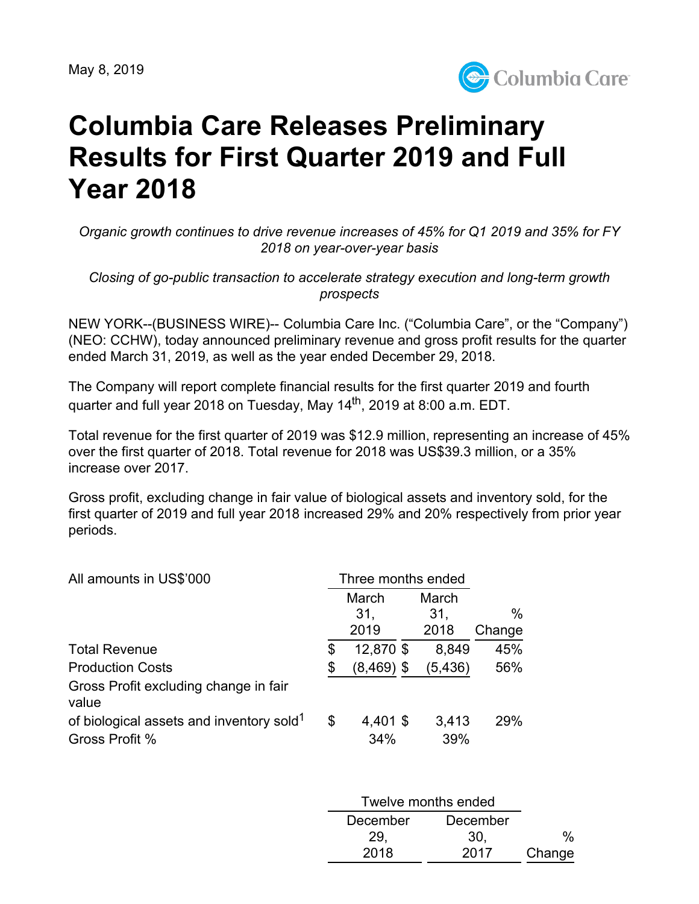May 8, 2019

# Columbia Care Releases Preliminary Results for First Quarter 2019 and Full Year 2018

*Organic growth continues to drive revenue increases of 45% for Q1 2019 and 35% for FY 2018 on year-over-year basis*

*Closing of go-public transaction to accelerate strategy execution and long-term growth prospects*

NEW YORK--(BUSINESS WIRE)-- Columbia Care Inc. ("Columbia Care", or the "Company") (NEO: CCHW), today announced preliminary revenue and gross profit results for the quarter ended March 31, 2019, as well as the year ended December 29, 2018.

The Company will report complete financial results for the first quarter 2019 and fourth quarter and full year 2018 on Tuesday, May 14th, 2019 at 8:00 a.m. EDT.

Total revenue for the first quarter of 2019 was $12.9 million, representing an increase of 45% over the first quarter of 2018. Total revenue for 2018 was US$39.3 million, or a 35% increase over 2017.

Gross profit, excluding change in fair value of biological assets and inventory sold, for the first quarter of 2019 and full year 2018 increased 29% and 20% respectively from prior year periods.

| All amounts in US$'000 | Three months ended | | |
|---|---|---|---|
| | March 31, 2019 | March 31, 2018 | % Change |
| Total Revenue | $ 12,870 | $ 8,849 | 45% |
| Production Costs | $ (8,469) | $ (5,436) | 56% |
| Gross Profit excluding change in fair value of biological assets and inventory sold[1] | $ 4,401 | $ 3,413 | 29% |
| Gross Profit % | 34% | 39% | |

| | Twelve months ended | | |
|---|---|---|---|
| | December 29, 2018 | December 30, 2017 | % Change |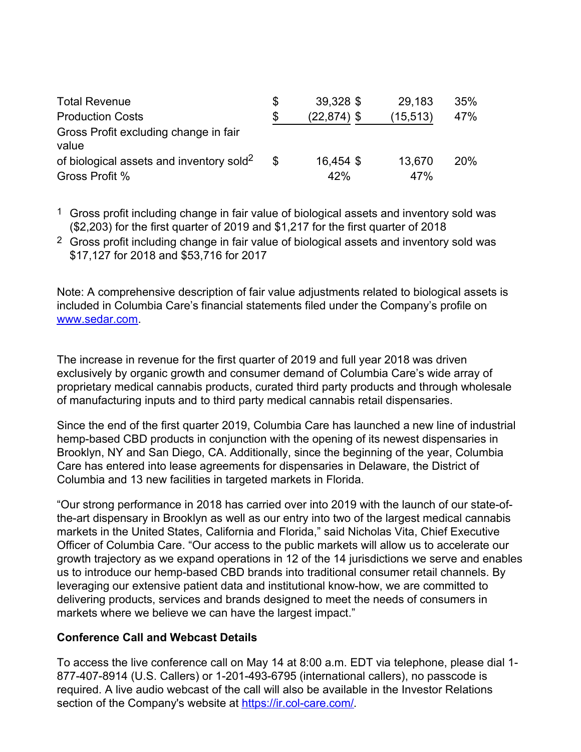| | | | |
|---|---|---|---|
| Total Revenue | $ 39,328 | $ 29,183 | 35% |
| Production Costs | $ (22,874) | $ (15,513) | 47% |
| Gross Profit excluding change in fair value of biological assets and inventory sold[2] | $ 16,454 | $ 13,670 | 20% |
| Gross Profit % | 42% | 47% | |

[1] Gross profit including change in fair value of biological assets and inventory sold was ($2,203) for the first quarter of 2019 and $1,217 for the first quarter of 2018

[2] Gross profit including change in fair value of biological assets and inventory sold was $17,127 for 2018 and $53,716 for 2017

Note: A comprehensive description of fair value adjustments related to biological assets is included in Columbia Care's financial statements filed under the Company's profile on www.sedar.com.

The increase in revenue for the first quarter of 2019 and full year 2018 was driven exclusively by organic growth and consumer demand of Columbia Care's wide array of proprietary medical cannabis products, curated third party products and through wholesale of manufacturing inputs and to third party medical cannabis retail dispensaries.

Since the end of the first quarter 2019, Columbia Care has launched a new line of industrial hemp-based CBD products in conjunction with the opening of its newest dispensaries in Brooklyn, NY and San Diego, CA. Additionally, since the beginning of the year, Columbia Care has entered into lease agreements for dispensaries in Delaware, the District of Columbia and 13 new facilities in targeted markets in Florida.

"Our strong performance in 2018 has carried over into 2019 with the launch of our state-of-the-art dispensary in Brooklyn as well as our entry into two of the largest medical cannabis markets in the United States, California and Florida," said Nicholas Vita, Chief Executive Officer of Columbia Care. "Our access to the public markets will allow us to accelerate our growth trajectory as we expand operations in 12 of the 14 jurisdictions we serve and enables us to introduce our hemp-based CBD brands into traditional consumer retail channels. By leveraging our extensive patient data and institutional know-how, we are committed to delivering products, services and brands designed to meet the needs of consumers in markets where we believe we can have the largest impact."

**Conference Call and Webcast Details**

To access the live conference call on May 14 at 8:00 a.m. EDT via telephone, please dial 1-877-407-8914 (U.S. Callers) or 1-201-493-6795 (international callers), no passcode is required. A live audio webcast of the call will also be available in the Investor Relations section of the Company's website at https://ir.col-care.com/.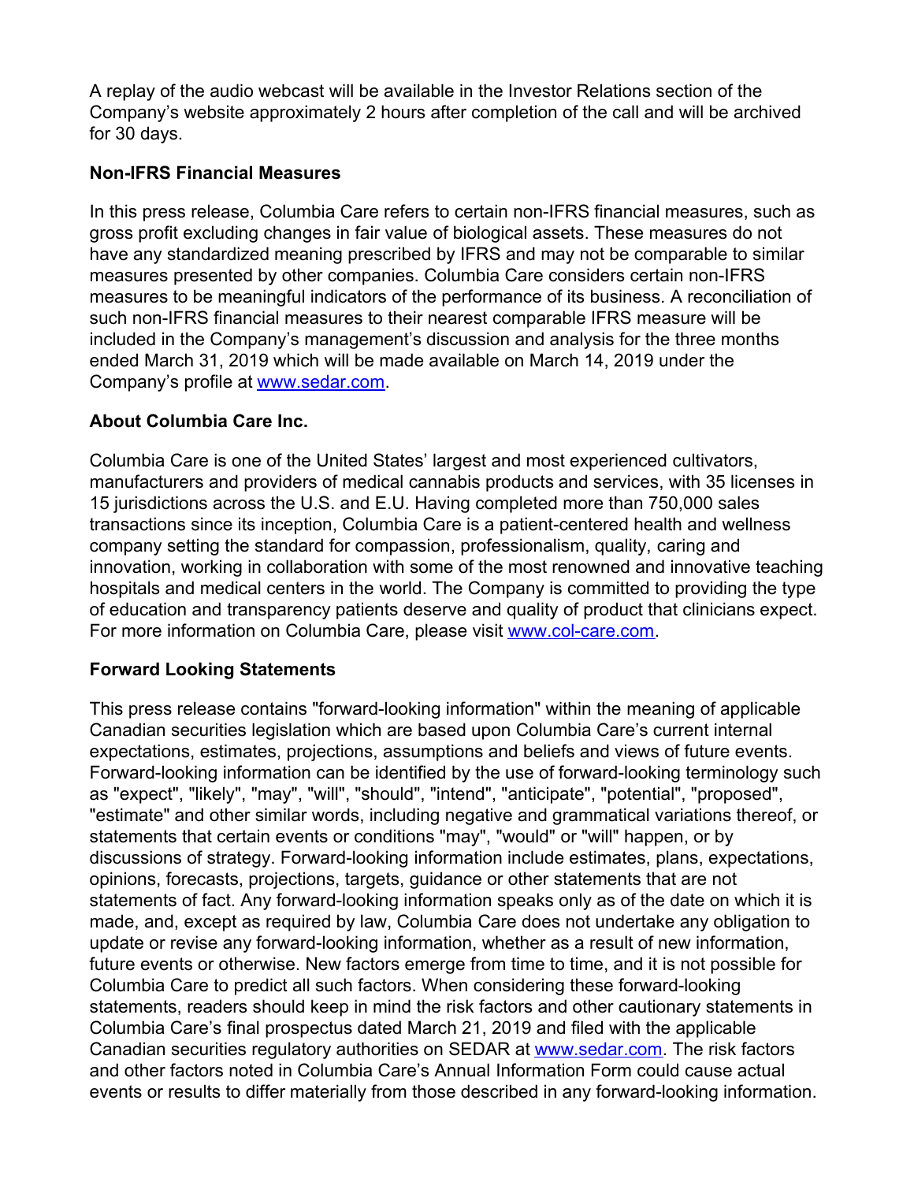A replay of the audio webcast will be available in the Investor Relations section of the Company's website approximately 2 hours after completion of the call and will be archived for 30 days.

**Non-IFRS Financial Measures**

In this press release, Columbia Care refers to certain non-IFRS financial measures, such as gross profit excluding changes in fair value of biological assets. These measures do not have any standardized meaning prescribed by IFRS and may not be comparable to similar measures presented by other companies. Columbia Care considers certain non-IFRS measures to be meaningful indicators of the performance of its business. A reconciliation of such non-IFRS financial measures to their nearest comparable IFRS measure will be included in the Company's management's discussion and analysis for the three months ended March 31, 2019 which will be made available on March 14, 2019 under the Company's profile at www.sedar.com.

**About Columbia Care Inc.**

Columbia Care is one of the United States' largest and most experienced cultivators, manufacturers and providers of medical cannabis products and services, with 35 licenses in 15 jurisdictions across the U.S. and E.U. Having completed more than 750,000 sales transactions since its inception, Columbia Care is a patient-centered health and wellness company setting the standard for compassion, professionalism, quality, caring and innovation, working in collaboration with some of the most renowned and innovative teaching hospitals and medical centers in the world. The Company is committed to providing the type of education and transparency patients deserve and quality of product that clinicians expect. For more information on Columbia Care, please visit www.col-care.com.

**Forward Looking Statements**

This press release contains "forward-looking information" within the meaning of applicable Canadian securities legislation which are based upon Columbia Care's current internal expectations, estimates, projections, assumptions and beliefs and views of future events. Forward-looking information can be identified by the use of forward-looking terminology such as "expect", "likely", "may", "will", "should", "intend", "anticipate", "potential", "proposed", "estimate" and other similar words, including negative and grammatical variations thereof, or statements that certain events or conditions "may", "would" or "will" happen, or by discussions of strategy. Forward-looking information include estimates, plans, expectations, opinions, forecasts, projections, targets, guidance or other statements that are not statements of fact. Any forward-looking information speaks only as of the date on which it is made, and, except as required by law, Columbia Care does not undertake any obligation to update or revise any forward-looking information, whether as a result of new information, future events or otherwise. New factors emerge from time to time, and it is not possible for Columbia Care to predict all such factors. When considering these forward-looking statements, readers should keep in mind the risk factors and other cautionary statements in Columbia Care's final prospectus dated March 21, 2019 and filed with the applicable Canadian securities regulatory authorities on SEDAR at www.sedar.com. The risk factors and other factors noted in Columbia Care's Annual Information Form could cause actual events or results to differ materially from those described in any forward-looking information.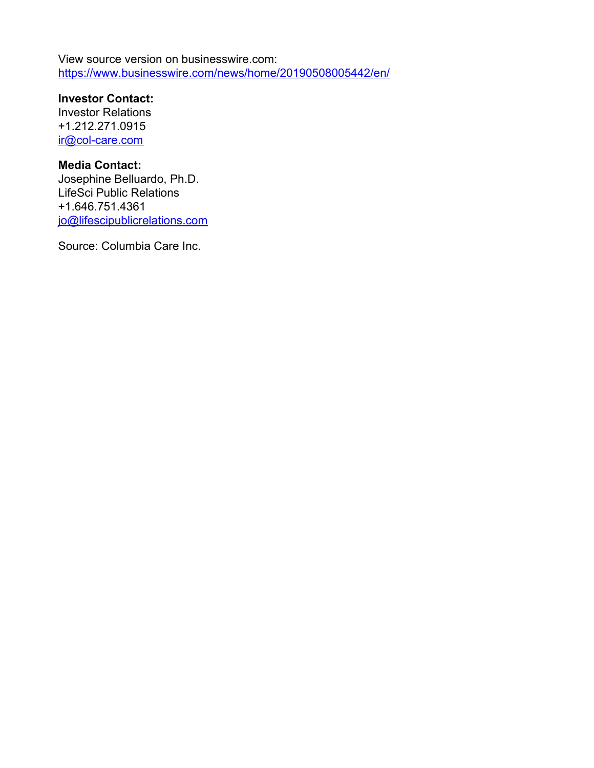View source version on businesswire.com:
https://www.businesswire.com/news/home/20190508005442/en/

**Investor Contact:**
Investor Relations
+1.212.271.0915
ir@col-care.com

**Media Contact:**
Josephine Belluardo, Ph.D.
LifeSci Public Relations
+1.646.751.4361
jo@lifescipublicrelations.com

Source: Columbia Care Inc.